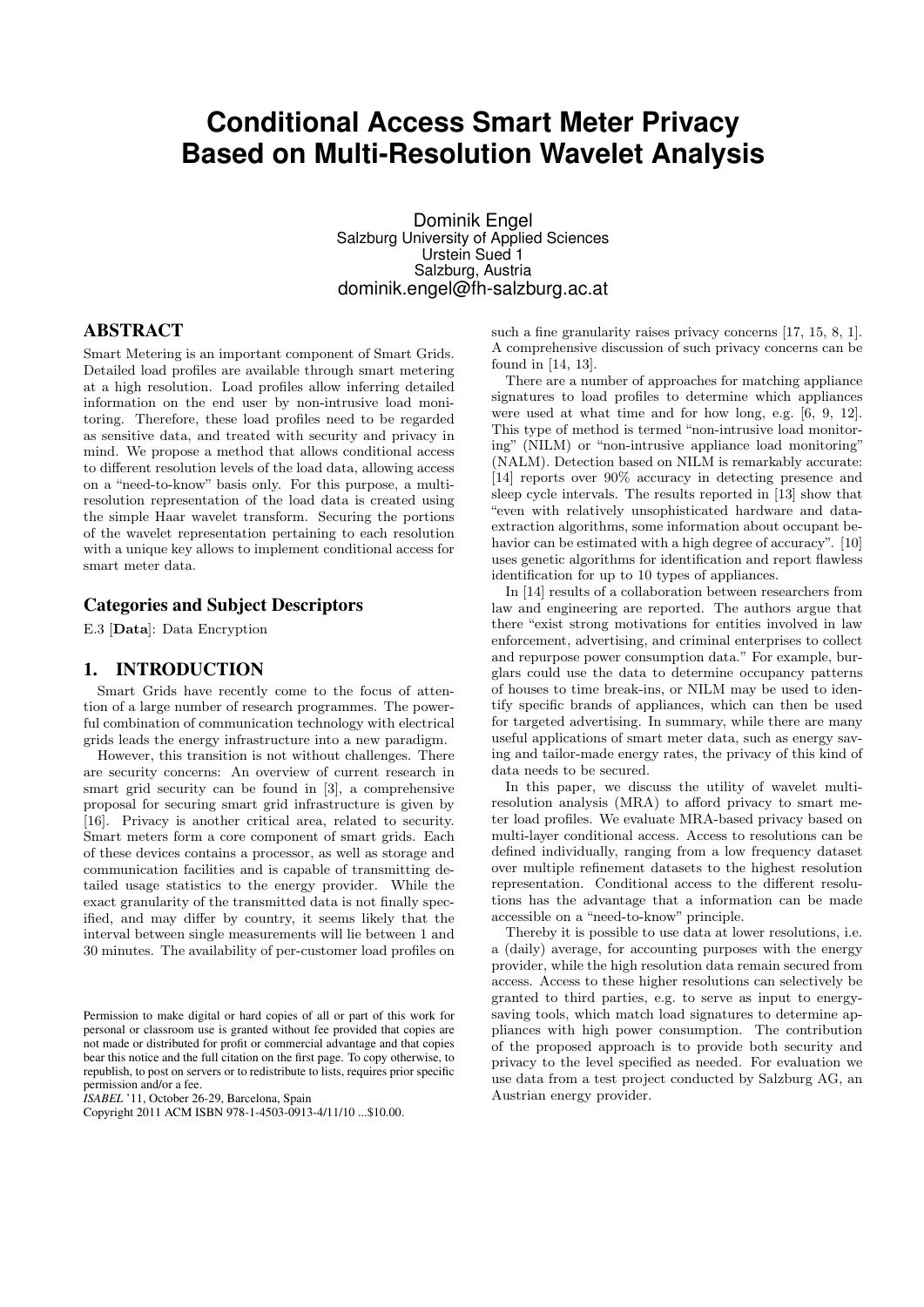# Conditional Access Smart Meter Privacy Based on Multi-Resolution Wavelet Analysis

Dominik Engel
Salzburg University of Applied Sciences
Urstein Sued 1
Salzburg, Austria
dominik.engel@fh-salzburg.ac.at

## ABSTRACT

Smart Metering is an important component of Smart Grids. Detailed load profiles are available through smart metering at a high resolution. Load profiles allow inferring detailed information on the end user by non-intrusive load monitoring. Therefore, these load profiles need to be regarded as sensitive data, and treated with security and privacy in mind. We propose a method that allows conditional access to different resolution levels of the load data, allowing access on a "need-to-know" basis only. For this purpose, a multi-resolution representation of the load data is created using the simple Haar wavelet transform. Securing the portions of the wavelet representation pertaining to each resolution with a unique key allows to implement conditional access for smart meter data.

## Categories and Subject Descriptors

E.3 [**Data**]: Data Encryption

## 1. INTRODUCTION

Smart Grids have recently come to the focus of attention of a large number of research programmes. The powerful combination of communication technology with electrical grids leads the energy infrastructure into a new paradigm.

However, this transition is not without challenges. There are security concerns: An overview of current research in smart grid security can be found in [3], a comprehensive proposal for securing smart grid infrastructure is given by [16]. Privacy is another critical area, related to security. Smart meters form a core component of smart grids. Each of these devices contains a processor, as well as storage and communication facilities and is capable of transmitting detailed usage statistics to the energy provider. While the exact granularity of the transmitted data is not finally specified, and may differ by country, it seems likely that the interval between single measurements will lie between 1 and 30 minutes. The availability of per-customer load profiles on such a fine granularity raises privacy concerns [17, 15, 8, 1]. A comprehensive discussion of such privacy concerns can be found in [14, 13].

There are a number of approaches for matching appliance signatures to load profiles to determine which appliances were used at what time and for how long, e.g. [6, 9, 12]. This type of method is termed "non-intrusive load monitoring" (NILM) or "non-intrusive appliance load monitoring" (NALM). Detection based on NILM is remarkably accurate: [14] reports over 90% accuracy in detecting presence and sleep cycle intervals. The results reported in [13] show that "even with relatively unsophisticated hardware and data-extraction algorithms, some information about occupant behavior can be estimated with a high degree of accuracy". [10] uses genetic algorithms for identification and report flawless identification for up to 10 types of appliances.

In [14] results of a collaboration between researchers from law and engineering are reported. The authors argue that there "exist strong motivations for entities involved in law enforcement, advertising, and criminal enterprises to collect and repurpose power consumption data." For example, burglars could use the data to determine occupancy patterns of houses to time break-ins, or NILM may be used to identify specific brands of appliances, which can then be used for targeted advertising. In summary, while there are many useful applications of smart meter data, such as energy saving and tailor-made energy rates, the privacy of this kind of data needs to be secured.

In this paper, we discuss the utility of wavelet multi-resolution analysis (MRA) to afford privacy to smart meter load profiles. We evaluate MRA-based privacy based on multi-layer conditional access. Access to resolutions can be defined individually, ranging from a low frequency dataset over multiple refinement datasets to the highest resolution representation. Conditional access to the different resolutions has the advantage that a information can be made accessible on a "need-to-know" principle.

Thereby it is possible to use data at lower resolutions, i.e. a (daily) average, for accounting purposes with the energy provider, while the high resolution data remain secured from access. Access to these higher resolutions can selectively be granted to third parties, e.g. to serve as input to energy-saving tools, which match load signatures to determine appliances with high power consumption. The contribution of the proposed approach is to provide both security and privacy to the level specified as needed. For evaluation we use data from a test project conducted by Salzburg AG, an Austrian energy provider.

Permission to make digital or hard copies of all or part of this work for personal or classroom use is granted without fee provided that copies are not made or distributed for profit or commercial advantage and that copies bear this notice and the full citation on the first page. To copy otherwise, to republish, to post on servers or to redistribute to lists, requires prior specific permission and/or a fee.
*ISABEL* '11, October 26-29, Barcelona, Spain
Copyright 2011 ACM ISBN 978-1-4503-0913-4/11/10 ...$10.00.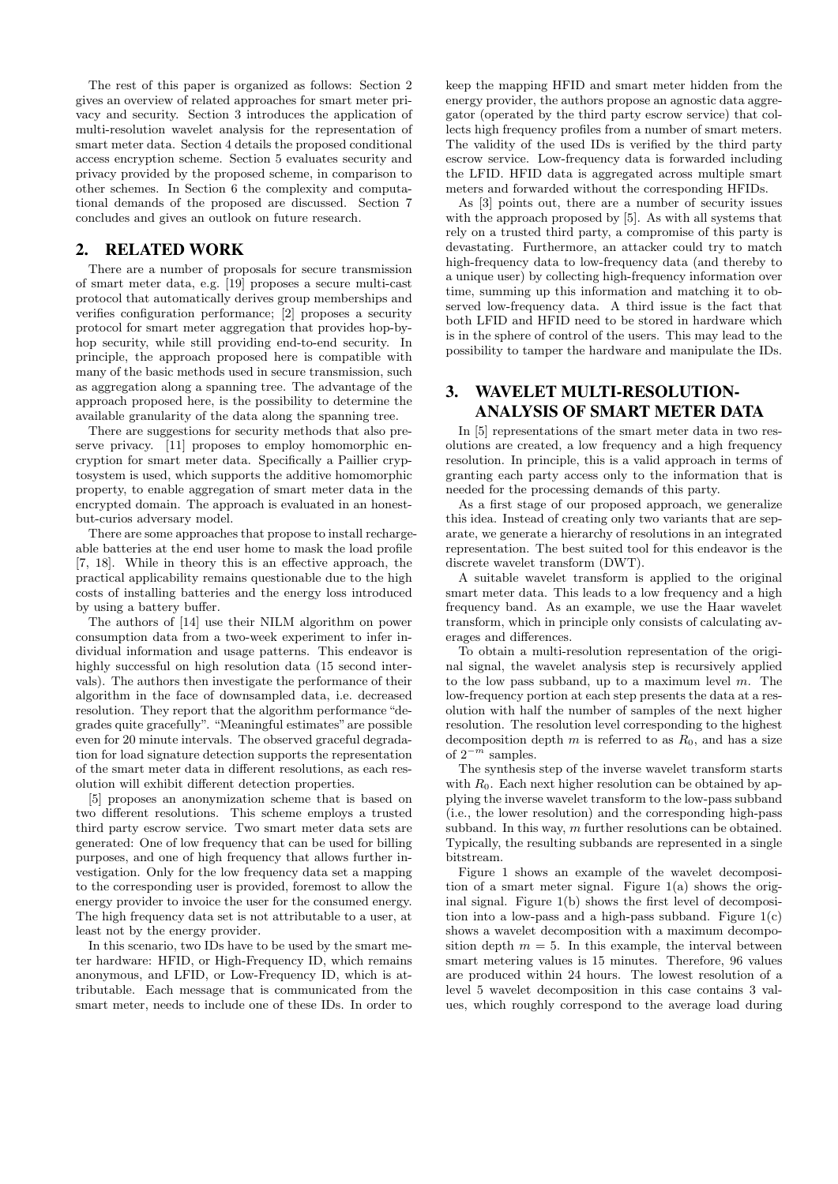The rest of this paper is organized as follows: Section 2 gives an overview of related approaches for smart meter privacy and security. Section 3 introduces the application of multi-resolution wavelet analysis for the representation of smart meter data. Section 4 details the proposed conditional access encryption scheme. Section 5 evaluates security and privacy provided by the proposed scheme, in comparison to other schemes. In Section 6 the complexity and computational demands of the proposed are discussed. Section 7 concludes and gives an outlook on future research.

## 2. RELATED WORK

There are a number of proposals for secure transmission of smart meter data, e.g. [19] proposes a secure multi-cast protocol that automatically derives group memberships and verifies configuration performance; [2] proposes a security protocol for smart meter aggregation that provides hop-by-hop security, while still providing end-to-end security. In principle, the approach proposed here is compatible with many of the basic methods used in secure transmission, such as aggregation along a spanning tree. The advantage of the approach proposed here, is the possibility to determine the available granularity of the data along the spanning tree.

There are suggestions for security methods that also preserve privacy. [11] proposes to employ homomorphic encryption for smart meter data. Specifically a Paillier cryptosystem is used, which supports the additive homomorphic property, to enable aggregation of smart meter data in the encrypted domain. The approach is evaluated in an honest-but-curios adversary model.

There are some approaches that propose to install rechargeable batteries at the end user home to mask the load profile [7, 18]. While in theory this is an effective approach, the practical applicability remains questionable due to the high costs of installing batteries and the energy loss introduced by using a battery buffer.

The authors of [14] use their NILM algorithm on power consumption data from a two-week experiment to infer individual information and usage patterns. This endeavor is highly successful on high resolution data (15 second intervals). The authors then investigate the performance of their algorithm in the face of downsampled data, i.e. decreased resolution. They report that the algorithm performance "degrades quite gracefully". "Meaningful estimates" are possible even for 20 minute intervals. The observed graceful degradation for load signature detection supports the representation of the smart meter data in different resolutions, as each resolution will exhibit different detection properties.

[5] proposes an anonymization scheme that is based on two different resolutions. This scheme employs a trusted third party escrow service. Two smart meter data sets are generated: One of low frequency that can be used for billing purposes, and one of high frequency that allows further investigation. Only for the low frequency data set a mapping to the corresponding user is provided, foremost to allow the energy provider to invoice the user for the consumed energy. The high frequency data set is not attributable to a user, at least not by the energy provider.

In this scenario, two IDs have to be used by the smart meter hardware: HFID, or High-Frequency ID, which remains anonymous, and LFID, or Low-Frequency ID, which is attributable. Each message that is communicated from the smart meter, needs to include one of these IDs. In order to keep the mapping HFID and smart meter hidden from the energy provider, the authors propose an agnostic data aggregator (operated by the third party escrow service) that collects high frequency profiles from a number of smart meters. The validity of the used IDs is verified by the third party escrow service. Low-frequency data is forwarded including the LFID. HFID data is aggregated across multiple smart meters and forwarded without the corresponding HFIDs.

As [3] points out, there are a number of security issues with the approach proposed by [5]. As with all systems that rely on a trusted third party, a compromise of this party is devastating. Furthermore, an attacker could try to match high-frequency data to low-frequency data (and thereby to a unique user) by collecting high-frequency information over time, summing up this information and matching it to observed low-frequency data. A third issue is the fact that both LFID and HFID need to be stored in hardware which is in the sphere of control of the users. This may lead to the possibility to tamper the hardware and manipulate the IDs.

## 3. WAVELET MULTI-RESOLUTION-ANALYSIS OF SMART METER DATA

In [5] representations of the smart meter data in two resolutions are created, a low frequency and a high frequency resolution. In principle, this is a valid approach in terms of granting each party access only to the information that is needed for the processing demands of this party.

As a first stage of our proposed approach, we generalize this idea. Instead of creating only two variants that are separate, we generate a hierarchy of resolutions in an integrated representation. The best suited tool for this endeavor is the discrete wavelet transform (DWT).

A suitable wavelet transform is applied to the original smart meter data. This leads to a low frequency and a high frequency band. As an example, we use the Haar wavelet transform, which in principle only consists of calculating averages and differences.

To obtain a multi-resolution representation of the original signal, the wavelet analysis step is recursively applied to the low pass subband, up to a maximum level $m$. The low-frequency portion at each step presents the data at a resolution with half the number of samples of the next higher resolution. The resolution level corresponding to the highest decomposition depth $m$ is referred to as $R_0$, and has a size of $2^{-m}$ samples.

The synthesis step of the inverse wavelet transform starts with $R_0$. Each next higher resolution can be obtained by applying the inverse wavelet transform to the low-pass subband (i.e., the lower resolution) and the corresponding high-pass subband. In this way, $m$ further resolutions can be obtained. Typically, the resulting subbands are represented in a single bitstream.

Figure 1 shows an example of the wavelet decomposition of a smart meter signal. Figure 1(a) shows the original signal. Figure 1(b) shows the first level of decomposition into a low-pass and a high-pass subband. Figure 1(c) shows a wavelet decomposition with a maximum decomposition depth $m = 5$. In this example, the interval between smart metering values is 15 minutes. Therefore, 96 values are produced within 24 hours. The lowest resolution of a level 5 wavelet decomposition in this case contains 3 values, which roughly correspond to the average load during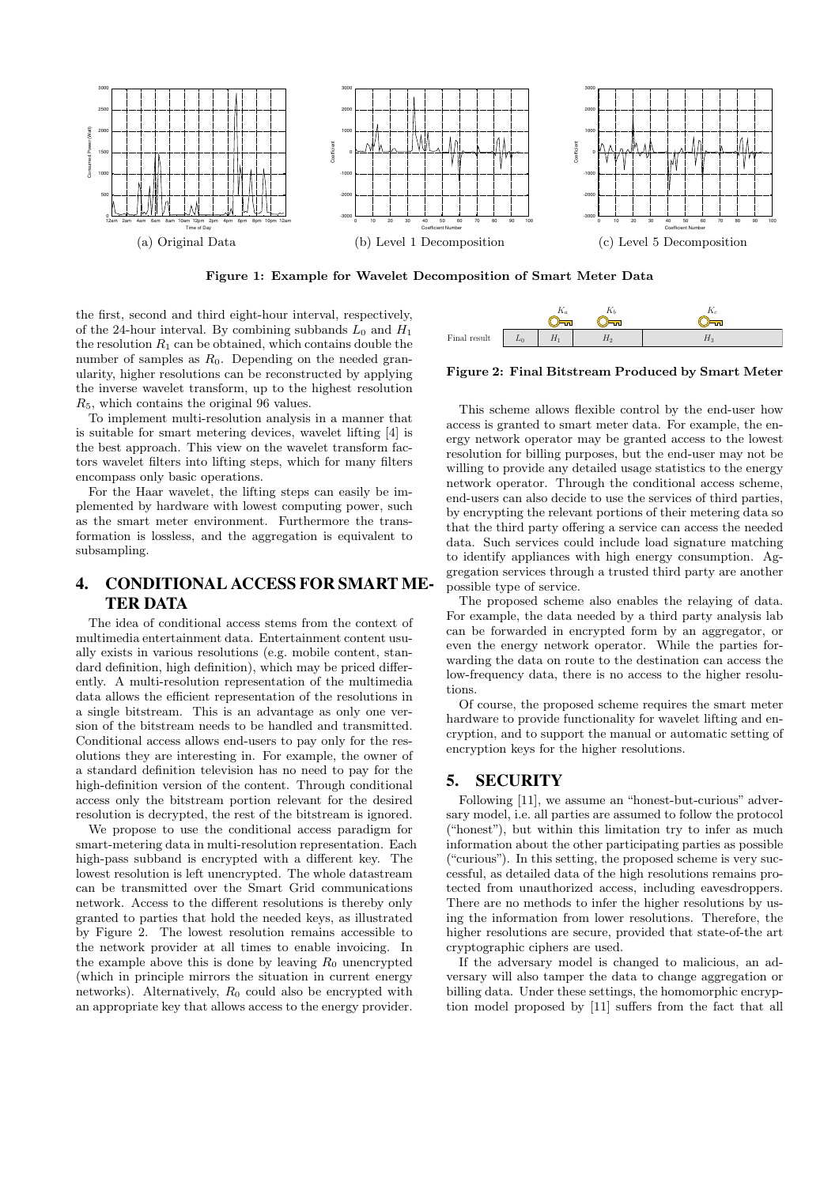(a) Original Data

(b) Level 1 Decomposition

(c) Level 5 Decomposition

**Figure 1: Example for Wavelet Decomposition of Smart Meter Data**

the first, second and third eight-hour interval, respectively, of the 24-hour interval. By combining subbands $L_0$ and $H_1$ the resolution $R_1$ can be obtained, which contains double the number of samples as $R_0$. Depending on the needed granularity, higher resolutions can be reconstructed by applying the inverse wavelet transform, up to the highest resolution $R_5$, which contains the original 96 values.

To implement multi-resolution analysis in a manner that is suitable for smart metering devices, wavelet lifting [4] is the best approach. This view on the wavelet transform factors wavelet filters into lifting steps, which for many filters encompass only basic operations.

For the Haar wavelet, the lifting steps can easily be implemented by hardware with lowest computing power, such as the smart meter environment. Furthermore the transformation is lossless, and the aggregation is equivalent to subsampling.

## 4. CONDITIONAL ACCESS FOR SMART METER DATA

The idea of conditional access stems from the context of multimedia entertainment data. Entertainment content usually exists in various resolutions (e.g. mobile content, standard definition, high definition), which may be priced differently. A multi-resolution representation of the multimedia data allows the efficient representation of the resolutions in a single bitstream. This is an advantage as only one version of the bitstream needs to be handled and transmitted. Conditional access allows end-users to pay only for the resolutions they are interesting in. For example, the owner of a standard definition television has no need to pay for the high-definition version of the content. Through conditional access only the bitstream portion relevant for the desired resolution is decrypted, the rest of the bitstream is ignored.

We propose to use the conditional access paradigm for smart-metering data in multi-resolution representation. Each high-pass subband is encrypted with a different key. The lowest resolution is left unencrypted. The whole datastream can be transmitted over the Smart Grid communications network. Access to the different resolutions is thereby only granted to parties that hold the needed keys, as illustrated by Figure 2. The lowest resolution remains accessible to the network provider at all times to enable invoicing. In the example above this is done by leaving $R_0$ unencrypted (which in principle mirrors the situation in current energy networks). Alternatively, $R_0$ could also be encrypted with an appropriate key that allows access to the energy provider.

| | | $K_a$ | $K_b$ | $K_c$ |
|---|---|---|---|---|
| Final result | $L_0$ | $H_1$ | $H_2$ | $H_3$ |

**Figure 2: Final Bitstream Produced by Smart Meter**

This scheme allows flexible control by the end-user how access is granted to smart meter data. For example, the energy network operator may be granted access to the lowest resolution for billing purposes, but the end-user may not be willing to provide any detailed usage statistics to the energy network operator. Through the conditional access scheme, end-users can also decide to use the services of third parties, by encrypting the relevant portions of their metering data so that the third party offering a service can access the needed data. Such services could include load signature matching to identify appliances with high energy consumption. Aggregation services through a trusted third party are another possible type of service.

The proposed scheme also enables the relaying of data. For example, the data needed by a third party analysis lab can be forwarded in encrypted form by an aggregator, or even the energy network operator. While the parties forwarding the data on route to the destination can access the low-frequency data, there is no access to the higher resolutions.

Of course, the proposed scheme requires the smart meter hardware to provide functionality for wavelet lifting and encryption, and to support the manual or automatic setting of encryption keys for the higher resolutions.

## 5. SECURITY

Following [11], we assume an "honest-but-curious" adversary model, i.e. all parties are assumed to follow the protocol ("honest"), but within this limitation try to infer as much information about the other participating parties as possible ("curious"). In this setting, the proposed scheme is very successful, as detailed data of the high resolutions remains protected from unauthorized access, including eavesdroppers. There are no methods to infer the higher resolutions by using the information from lower resolutions. Therefore, the higher resolutions are secure, provided that state-of-the art cryptographic ciphers are used.

If the adversary model is changed to malicious, an adversary will also tamper the data to change aggregation or billing data. Under these settings, the homomorphic encryption model proposed by [11] suffers from the fact that all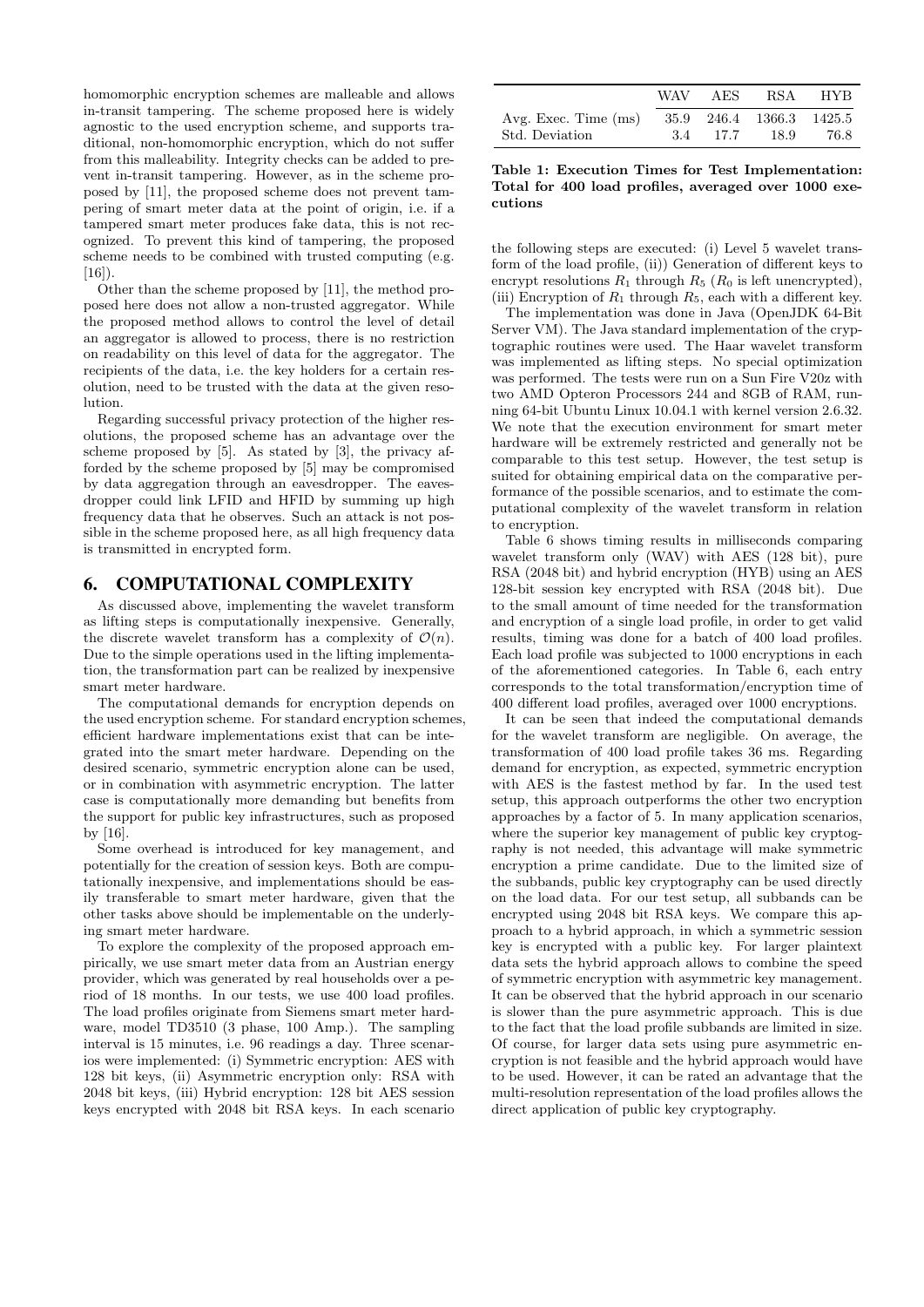homomorphic encryption schemes are malleable and allows in-transit tampering. The scheme proposed here is widely agnostic to the used encryption scheme, and supports traditional, non-homomorphic encryption, which do not suffer from this malleability. Integrity checks can be added to prevent in-transit tampering. However, as in the scheme proposed by [11], the proposed scheme does not prevent tampering of smart meter data at the point of origin, i.e. if a tampered smart meter produces fake data, this is not recognized. To prevent this kind of tampering, the proposed scheme needs to be combined with trusted computing (e.g. [16]).

Other than the scheme proposed by [11], the method proposed here does not allow a non-trusted aggregator. While the proposed method allows to control the level of detail an aggregator is allowed to process, there is no restriction on readability on this level of data for the aggregator. The recipients of the data, i.e. the key holders for a certain resolution, need to be trusted with the data at the given resolution.

Regarding successful privacy protection of the higher resolutions, the proposed scheme has an advantage over the scheme proposed by [5]. As stated by [3], the privacy afforded by the scheme proposed by [5] may be compromised by data aggregation through an eavesdropper. The eavesdropper could link LFID and HFID by summing up high frequency data that he observes. Such an attack is not possible in the scheme proposed here, as all high frequency data is transmitted in encrypted form.

## 6. COMPUTATIONAL COMPLEXITY

As discussed above, implementing the wavelet transform as lifting steps is computationally inexpensive. Generally, the discrete wavelet transform has a complexity of $\mathcal{O}(n)$. Due to the simple operations used in the lifting implementation, the transformation part can be realized by inexpensive smart meter hardware.

The computational demands for encryption depends on the used encryption scheme. For standard encryption schemes, efficient hardware implementations exist that can be integrated into the smart meter hardware. Depending on the desired scenario, symmetric encryption alone can be used, or in combination with asymmetric encryption. The latter case is computationally more demanding but benefits from the support for public key infrastructures, such as proposed by [16].

Some overhead is introduced for key management, and potentially for the creation of session keys. Both are computationally inexpensive, and implementations should be easily transferable to smart meter hardware, given that the other tasks above should be implementable on the underlying smart meter hardware.

To explore the complexity of the proposed approach empirically, we use smart meter data from an Austrian energy provider, which was generated by real households over a period of 18 months. In our tests, we use 400 load profiles. The load profiles originate from Siemens smart meter hardware, model TD3510 (3 phase, 100 Amp.). The sampling interval is 15 minutes, i.e. 96 readings a day. Three scenarios were implemented: (i) Symmetric encryption: AES with 128 bit keys, (ii) Asymmetric encryption only: RSA with 2048 bit keys, (iii) Hybrid encryption: 128 bit AES session keys encrypted with 2048 bit RSA keys. In each scenario the following steps are executed: (i) Level 5 wavelet transform of the load profile, (ii)) Generation of different keys to encrypt resolutions $R_1$ through $R_5$ ($R_0$ is left unencrypted), (iii) Encryption of $R_1$ through $R_5$, each with a different key.

|  | WAV | AES | RSA | HYB |
|---|---|---|---|---|
| Avg. Exec. Time (ms) | 35.9 | 246.4 | 1366.3 | 1425.5 |
| Std. Deviation | 3.4 | 17.7 | 18.9 | 76.8 |

**Table 1: Execution Times for Test Implementation: Total for 400 load profiles, averaged over 1000 executions**

The implementation was done in Java (OpenJDK 64-Bit Server VM). The Java standard implementation of the cryptographic routines were used. The Haar wavelet transform was implemented as lifting steps. No special optimization was performed. The tests were run on a Sun Fire V20z with two AMD Opteron Processors 244 and 8GB of RAM, running 64-bit Ubuntu Linux 10.04.1 with kernel version 2.6.32. We note that the execution environment for smart meter hardware will be extremely restricted and generally not be comparable to this test setup. However, the test setup is suited for obtaining empirical data on the comparative performance of the possible scenarios, and to estimate the computational complexity of the wavelet transform in relation to encryption.

Table 6 shows timing results in milliseconds comparing wavelet transform only (WAV) with AES (128 bit), pure RSA (2048 bit) and hybrid encryption (HYB) using an AES 128-bit session key encrypted with RSA (2048 bit). Due to the small amount of time needed for the transformation and encryption of a single load profile, in order to get valid results, timing was done for a batch of 400 load profiles. Each load profile was subjected to 1000 encryptions in each of the aforementioned categories. In Table 6, each entry corresponds to the total transformation/encryption time of 400 different load profiles, averaged over 1000 encryptions.

It can be seen that indeed the computational demands for the wavelet transform are negligible. On average, the transformation of 400 load profile takes 36 ms. Regarding demand for encryption, as expected, symmetric encryption with AES is the fastest method by far. In the used test setup, this approach outperforms the other two encryption approaches by a factor of 5. In many application scenarios, where the superior key management of public key cryptography is not needed, this advantage will make symmetric encryption a prime candidate. Due to the limited size of the subbands, public key cryptography can be used directly on the load data. For our test setup, all subbands can be encrypted using 2048 bit RSA keys. We compare this approach to a hybrid approach, in which a symmetric session key is encrypted with a public key. For larger plaintext data sets the hybrid approach allows to combine the speed of symmetric encryption with asymmetric key management. It can be observed that the hybrid approach in our scenario is slower than the pure asymmetric approach. This is due to the fact that the load profile subbands are limited in size. Of course, for larger data sets using pure asymmetric encryption is not feasible and the hybrid approach would have to be used. However, it can be rated an advantage that the multi-resolution representation of the load profiles allows the direct application of public key cryptography.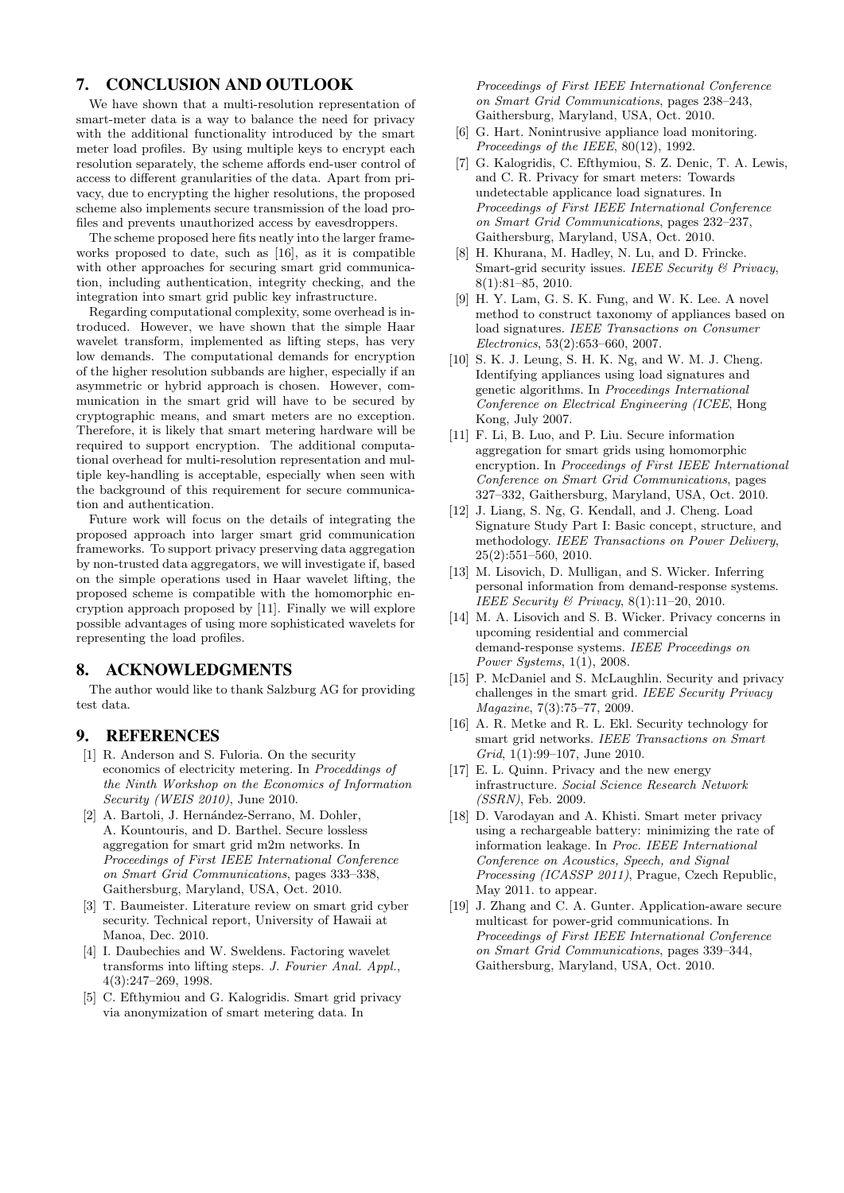## 7. CONCLUSION AND OUTLOOK

We have shown that a multi-resolution representation of smart-meter data is a way to balance the need for privacy with the additional functionality introduced by the smart meter load profiles. By using multiple keys to encrypt each resolution separately, the scheme affords end-user control of access to different granularities of the data. Apart from privacy, due to encrypting the higher resolutions, the proposed scheme also implements secure transmission of the load profiles and prevents unauthorized access by eavesdroppers.

The scheme proposed here fits neatly into the larger frameworks proposed to date, such as [16], as it is compatible with other approaches for securing smart grid communication, including authentication, integrity checking, and the integration into smart grid public key infrastructure.

Regarding computational complexity, some overhead is introduced. However, we have shown that the simple Haar wavelet transform, implemented as lifting steps, has very low demands. The computational demands for encryption of the higher resolution subbands are higher, especially if an asymmetric or hybrid approach is chosen. However, communication in the smart grid will have to be secured by cryptographic means, and smart meters are no exception. Therefore, it is likely that smart metering hardware will be required to support encryption. The additional computational overhead for multi-resolution representation and multiple key-handling is acceptable, especially when seen with the background of this requirement for secure communication and authentication.

Future work will focus on the details of integrating the proposed approach into larger smart grid communication frameworks. To support privacy preserving data aggregation by non-trusted data aggregators, we will investigate if, based on the simple operations used in Haar wavelet lifting, the proposed scheme is compatible with the homomorphic encryption approach proposed by [11]. Finally we will explore possible advantages of using more sophisticated wavelets for representing the load profiles.

## 8. ACKNOWLEDGMENTS

The author would like to thank Salzburg AG for providing test data.

## 9. REFERENCES

[1] R. Anderson and S. Fuloria. On the security economics of electricity metering. In *Proceddings of the Ninth Workshop on the Economics of Information Security (WEIS 2010)*, June 2010.

[2] A. Bartoli, J. Hernández-Serrano, M. Dohler, A. Kountouris, and D. Barthel. Secure lossless aggregation for smart grid m2m networks. In *Proceedings of First IEEE International Conference on Smart Grid Communications*, pages 333–338, Gaithersburg, Maryland, USA, Oct. 2010.

[3] T. Baumeister. Literature review on smart grid cyber security. Technical report, University of Hawaii at Manoa, Dec. 2010.

[4] I. Daubechies and W. Sweldens. Factoring wavelet transforms into lifting steps. *J. Fourier Anal. Appl.*, 4(3):247–269, 1998.

[5] C. Efthymiou and G. Kalogridis. Smart grid privacy via anonymization of smart metering data. In *Proceedings of First IEEE International Conference on Smart Grid Communications*, pages 238–243, Gaithersburg, Maryland, USA, Oct. 2010.

[6] G. Hart. Nonintrusive appliance load monitoring. *Proceedings of the IEEE*, 80(12), 1992.

[7] G. Kalogridis, C. Efthymiou, S. Z. Denic, T. A. Lewis, and C. R. Privacy for smart meters: Towards undetectable applicance load signatures. In *Proceedings of First IEEE International Conference on Smart Grid Communications*, pages 232–237, Gaithersburg, Maryland, USA, Oct. 2010.

[8] H. Khurana, M. Hadley, N. Lu, and D. Frincke. Smart-grid security issues. *IEEE Security & Privacy*, 8(1):81–85, 2010.

[9] H. Y. Lam, G. S. K. Fung, and W. K. Lee. A novel method to construct taxonomy of appliances based on load signatures. *IEEE Transactions on Consumer Electronics*, 53(2):653–660, 2007.

[10] S. K. J. Leung, S. H. K. Ng, and W. M. J. Cheng. Identifying appliances using load signatures and genetic algorithms. In *Proceedings International Conference on Electrical Engineering (ICEE*, Hong Kong, July 2007.

[11] F. Li, B. Luo, and P. Liu. Secure information aggregation for smart grids using homomorphic encryption. In *Proceedings of First IEEE International Conference on Smart Grid Communications*, pages 327–332, Gaithersburg, Maryland, USA, Oct. 2010.

[12] J. Liang, S. Ng, G. Kendall, and J. Cheng. Load Signature Study Part I: Basic concept, structure, and methodology. *IEEE Transactions on Power Delivery*, 25(2):551–560, 2010.

[13] M. Lisovich, D. Mulligan, and S. Wicker. Inferring personal information from demand-response systems. *IEEE Security & Privacy*, 8(1):11–20, 2010.

[14] M. A. Lisovich and S. B. Wicker. Privacy concerns in upcoming residential and commercial demand-response systems. *IEEE Proceedings on Power Systems*, 1(1), 2008.

[15] P. McDaniel and S. McLaughlin. Security and privacy challenges in the smart grid. *IEEE Security Privacy Magazine*, 7(3):75–77, 2009.

[16] A. R. Metke and R. L. Ekl. Security technology for smart grid networks. *IEEE Transactions on Smart Grid*, 1(1):99–107, June 2010.

[17] E. L. Quinn. Privacy and the new energy infrastructure. *Social Science Research Network (SSRN)*, Feb. 2009.

[18] D. Varodayan and A. Khisti. Smart meter privacy using a rechargeable battery: minimizing the rate of information leakage. In *Proc. IEEE International Conference on Acoustics, Speech, and Signal Processing (ICASSP 2011)*, Prague, Czech Republic, May 2011. to appear.

[19] J. Zhang and C. A. Gunter. Application-aware secure multicast for power-grid communications. In *Proceedings of First IEEE International Conference on Smart Grid Communications*, pages 339–344, Gaithersburg, Maryland, USA, Oct. 2010.